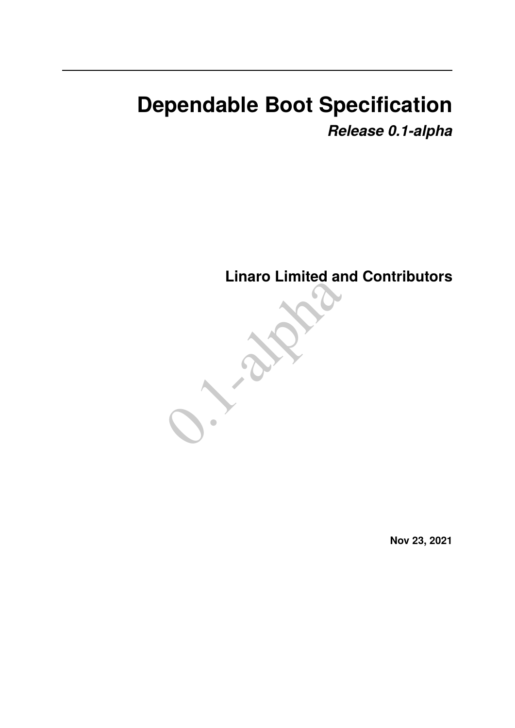# Dependable Boot Specification

***Release 0.1-alpha***

**Linaro Limited and Contributors**

**Nov 23, 2021**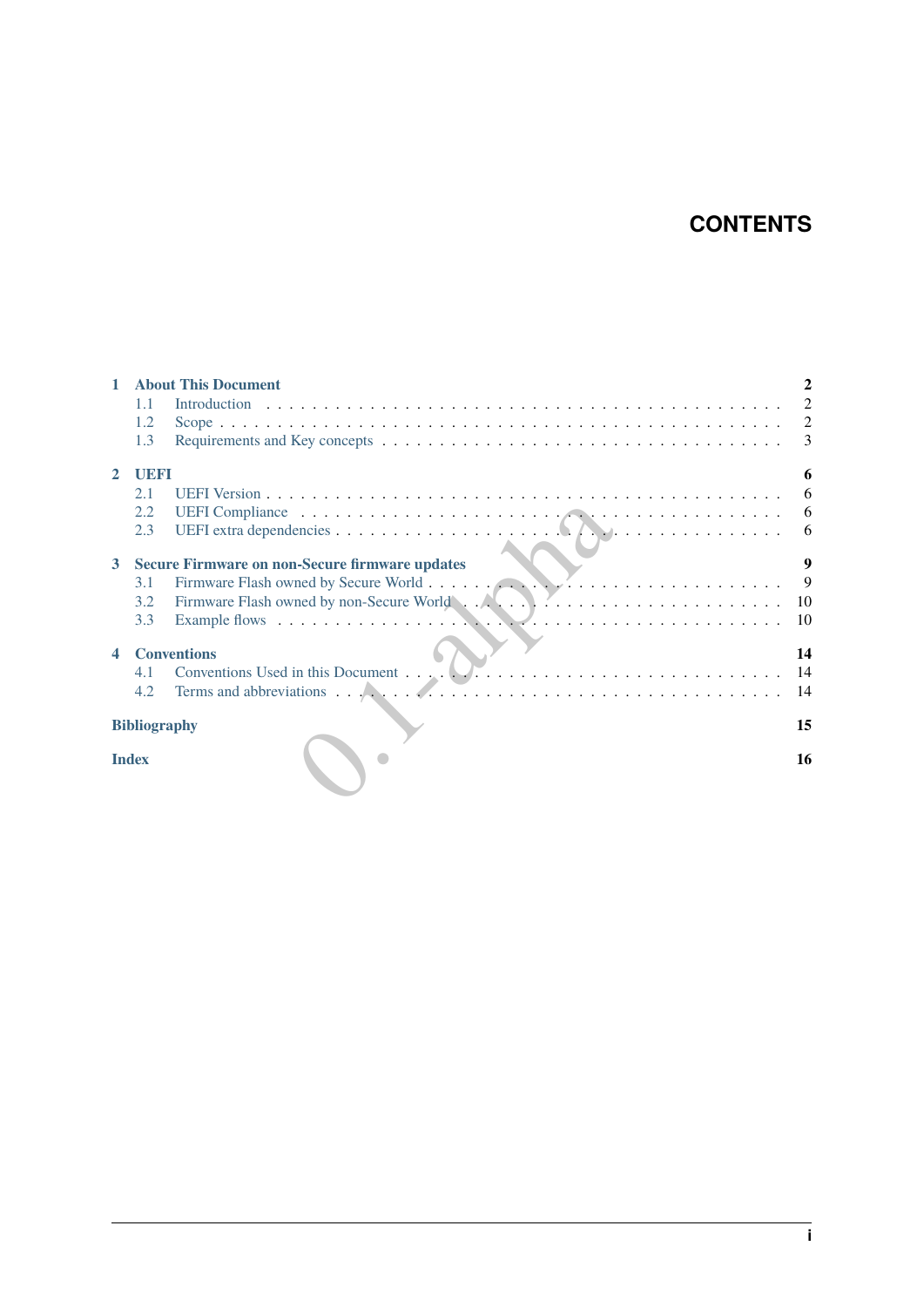# CONTENTS

**1 About This Document** — **2**
- 1.1 Introduction — 2
- 1.2 Scope — 2
- 1.3 Requirements and Key concepts — 3

**2 UEFI** — **6**
- 2.1 UEFI Version — 6
- 2.2 UEFI Compliance — 6
- 2.3 UEFI extra dependencies — 6

**3 Secure Firmware on non-Secure firmware updates** — **9**
- 3.1 Firmware Flash owned by Secure World — 9
- 3.2 Firmware Flash owned by non-Secure World — 10
- 3.3 Example flows — 10

**4 Conventions** — **14**
- 4.1 Conventions Used in this Document — 14
- 4.2 Terms and abbreviations — 14

**Bibliography** — **15**

**Index** — **16**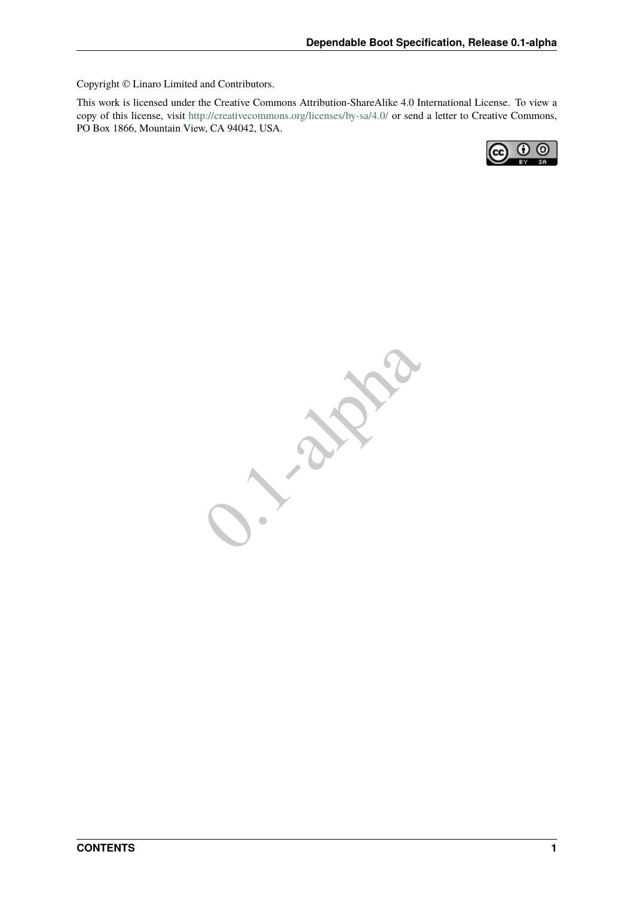Copyright © Linaro Limited and Contributors.

This work is licensed under the Creative Commons Attribution-ShareAlike 4.0 International License. To view a copy of this license, visit http://creativecommons.org/licenses/by-sa/4.0/ or send a letter to Creative Commons, PO Box 1866, Mountain View, CA 94042, USA.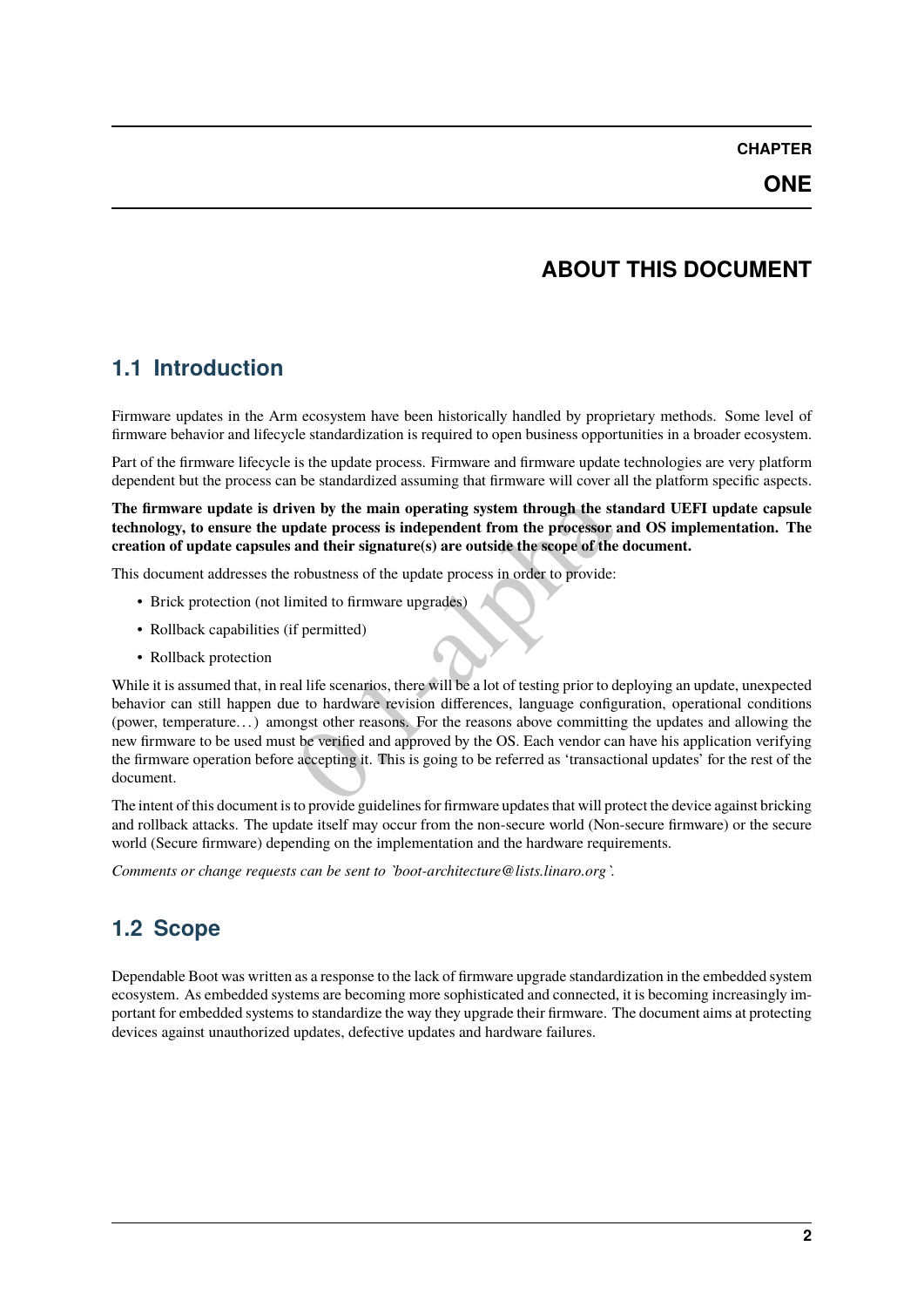# CHAPTER ONE

# ABOUT THIS DOCUMENT

## 1.1 Introduction

Firmware updates in the Arm ecosystem have been historically handled by proprietary methods. Some level of firmware behavior and lifecycle standardization is required to open business opportunities in a broader ecosystem.

Part of the firmware lifecycle is the update process. Firmware and firmware update technologies are very platform dependent but the process can be standardized assuming that firmware will cover all the platform specific aspects.

**The firmware update is driven by the main operating system through the standard UEFI update capsule technology, to ensure the update process is independent from the processor and OS implementation. The creation of update capsules and their signature(s) are outside the scope of the document.**

This document addresses the robustness of the update process in order to provide:

- Brick protection (not limited to firmware upgrades)
- Rollback capabilities (if permitted)
- Rollback protection

While it is assumed that, in real life scenarios, there will be a lot of testing prior to deploying an update, unexpected behavior can still happen due to hardware revision differences, language configuration, operational conditions (power, temperature…) amongst other reasons. For the reasons above committing the updates and allowing the new firmware to be used must be verified and approved by the OS. Each vendor can have his application verifying the firmware operation before accepting it. This is going to be referred as 'transactional updates' for the rest of the document.

The intent of this document is to provide guidelines for firmware updates that will protect the device against bricking and rollback attacks. The update itself may occur from the non-secure world (Non-secure firmware) or the secure world (Secure firmware) depending on the implementation and the hardware requirements.

*Comments or change requests can be sent to `boot-architecture@lists.linaro.org`.*

## 1.2 Scope

Dependable Boot was written as a response to the lack of firmware upgrade standardization in the embedded system ecosystem. As embedded systems are becoming more sophisticated and connected, it is becoming increasingly important for embedded systems to standardize the way they upgrade their firmware. The document aims at protecting devices against unauthorized updates, defective updates and hardware failures.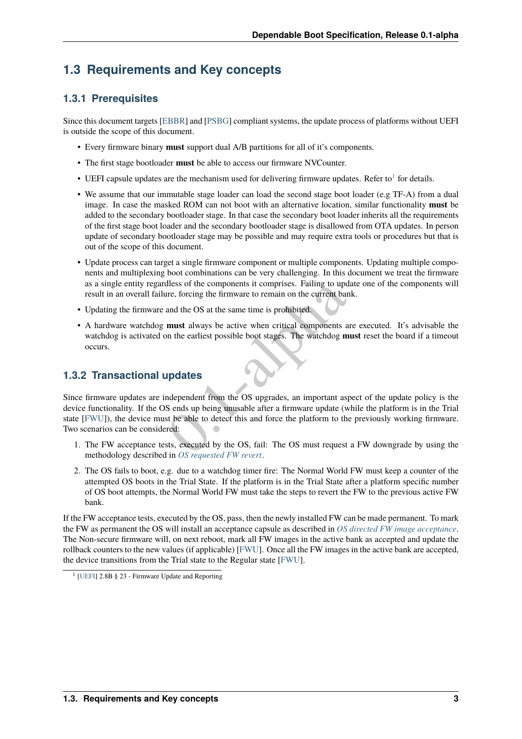## 1.3 Requirements and Key concepts

### 1.3.1 Prerequisites

Since this document targets [EBBR] and [PSBG] compliant systems, the update process of platforms without UEFI is outside the scope of this document.

- Every firmware binary **must** support dual A/B partitions for all of it's components.
- The first stage bootloader **must** be able to access our firmware NVCounter.
- UEFI capsule updates are the mechanism used for delivering firmware updates. Refer to[1] for details.
- We assume that our immutable stage loader can load the second stage boot loader (e.g TF-A) from a dual image. In case the masked ROM can not boot with an alternative location, similar functionality **must** be added to the secondary bootloader stage. In that case the secondary boot loader inherits all the requirements of the first stage boot loader and the secondary bootloader stage is disallowed from OTA updates. In person update of secondary bootloader stage may be possible and may require extra tools or procedures but that is out of the scope of this document.
- Update process can target a single firmware component or multiple components. Updating multiple components and multiplexing boot combinations can be very challenging. In this document we treat the firmware as a single entity regardless of the components it comprises. Failing to update one of the components will result in an overall failure, forcing the firmware to remain on the current bank.
- Updating the firmware and the OS at the same time is prohibited.
- A hardware watchdog **must** always be active when critical components are executed. It's advisable the watchdog is activated on the earliest possible boot stages. The watchdog **must** reset the board if a timeout occurs.

### 1.3.2 Transactional updates

Since firmware updates are independent from the OS upgrades, an important aspect of the update policy is the device functionality. If the OS ends up being unusable after a firmware update (while the platform is in the Trial state [FWU]), the device must be able to detect this and force the platform to the previously working firmware. Two scenarios can be considered:

1. The FW acceptance tests, executed by the OS, fail: The OS must request a FW downgrade by using the methodology described in *OS requested FW revert*.
2. The OS fails to boot, e.g. due to a watchdog timer fire: The Normal World FW must keep a counter of the attempted OS boots in the Trial State. If the platform is in the Trial State after a platform specific number of OS boot attempts, the Normal World FW must take the steps to revert the FW to the previous active FW bank.

If the FW acceptance tests, executed by the OS, pass, then the newly installed FW can be made permanent. To mark the FW as permanent the OS will install an acceptance capsule as described in *OS directed FW image acceptance*. The Non-secure firmware will, on next reboot, mark all FW images in the active bank as accepted and update the rollback counters to the new values (if applicable) [FWU]. Once all the FW images in the active bank are accepted, the device transitions from the Trial state to the Regular state [FWU].

[1] [UEFI] 2.8B § 23 - Firmware Update and Reporting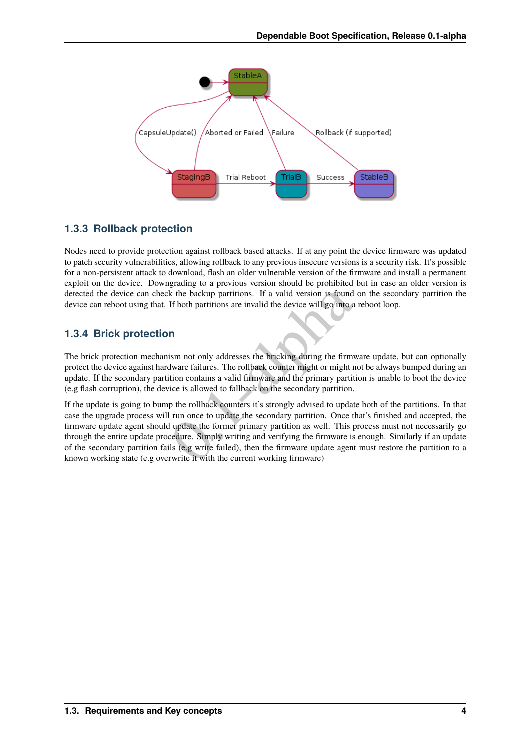### 1.3.3 Rollback protection

Nodes need to provide protection against rollback based attacks. If at any point the device firmware was updated to patch security vulnerabilities, allowing rollback to any previous insecure versions is a security risk. It's possible for a non-persistent attack to download, flash an older vulnerable version of the firmware and install a permanent exploit on the device. Downgrading to a previous version should be prohibited but in case an older version is detected the device can check the backup partitions. If a valid version is found on the secondary partition the device can reboot using that. If both partitions are invalid the device will go into a reboot loop.

### 1.3.4 Brick protection

The brick protection mechanism not only addresses the bricking during the firmware update, but can optionally protect the device against hardware failures. The rollback counter might or might not be always bumped during an update. If the secondary partition contains a valid firmware and the primary partition is unable to boot the device (e.g flash corruption), the device is allowed to fallback on the secondary partition.

If the update is going to bump the rollback counters it's strongly advised to update both of the partitions. In that case the upgrade process will run once to update the secondary partition. Once that's finished and accepted, the firmware update agent should update the former primary partition as well. This process must not necessarily go through the entire update procedure. Simply writing and verifying the firmware is enough. Similarly if an update of the secondary partition fails (e.g write failed), then the firmware update agent must restore the partition to a known working state (e.g overwrite it with the current working firmware)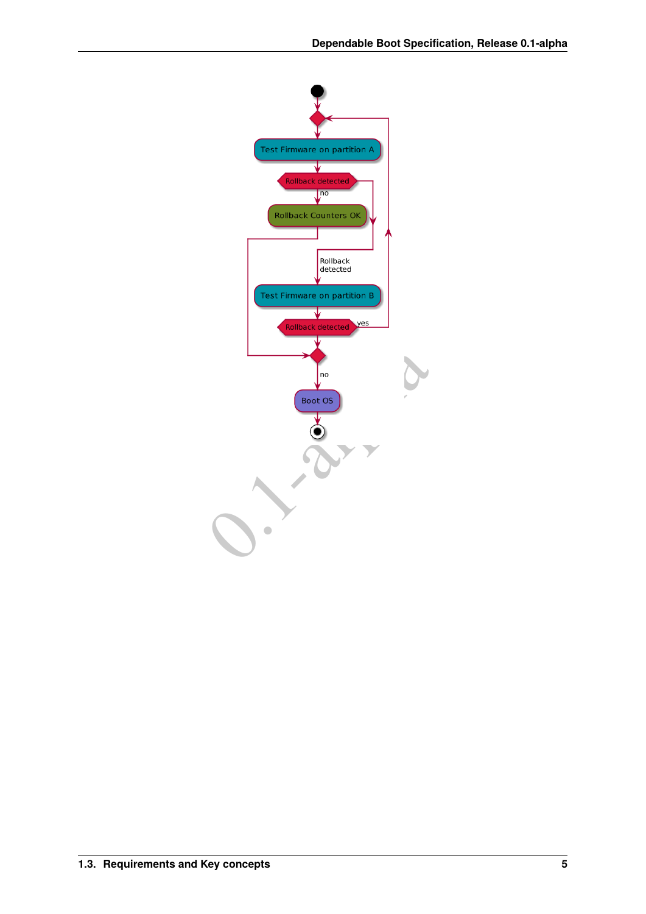Test Firmware on partition A

Rollback detected

no

Rollback Counters OK

Rollback detected

Test Firmware on partition B

Rollback detected

yes

no

Boot OS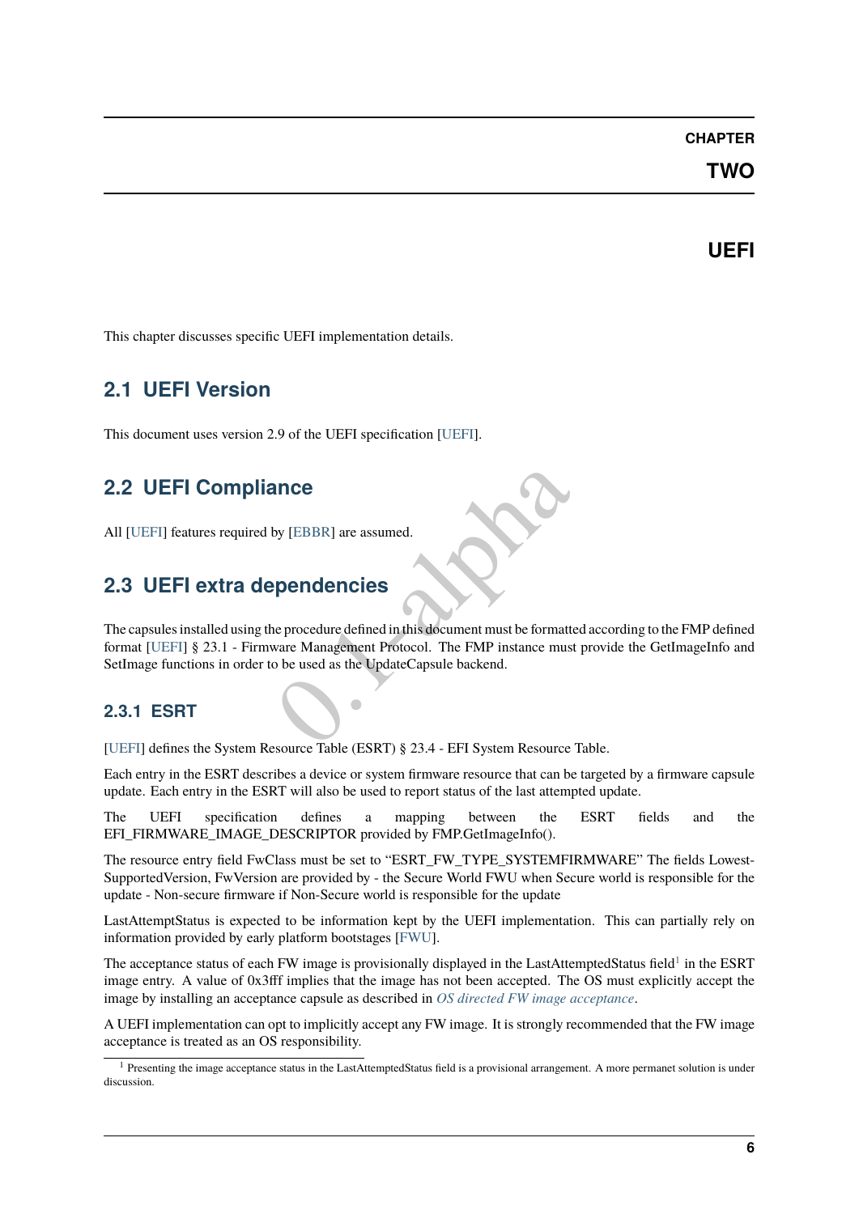# CHAPTER TWO

# UEFI

This chapter discusses specific UEFI implementation details.

## 2.1 UEFI Version

This document uses version 2.9 of the UEFI specification [UEFI].

## 2.2 UEFI Compliance

All [UEFI] features required by [EBBR] are assumed.

## 2.3 UEFI extra dependencies

The capsules installed using the procedure defined in this document must be formatted according to the FMP defined format [UEFI] § 23.1 - Firmware Management Protocol. The FMP instance must provide the GetImageInfo and SetImage functions in order to be used as the UpdateCapsule backend.

### 2.3.1 ESRT

[UEFI] defines the System Resource Table (ESRT) § 23.4 - EFI System Resource Table.

Each entry in the ESRT describes a device or system firmware resource that can be targeted by a firmware capsule update. Each entry in the ESRT will also be used to report status of the last attempted update.

The UEFI specification defines a mapping between the ESRT fields and the EFI_FIRMWARE_IMAGE_DESCRIPTOR provided by FMP.GetImageInfo().

The resource entry field FwClass must be set to "ESRT_FW_TYPE_SYSTEMFIRMWARE" The fields Lowest-SupportedVersion, FwVersion are provided by - the Secure World FWU when Secure world is responsible for the update - Non-secure firmware if Non-Secure world is responsible for the update

LastAttemptStatus is expected to be information kept by the UEFI implementation. This can partially rely on information provided by early platform bootstages [FWU].

The acceptance status of each FW image is provisionally displayed in the LastAttemptedStatus field[1] in the ESRT image entry. A value of 0x3fff implies that the image has not been accepted. The OS must explicitly accept the image by installing an acceptance capsule as described in *OS directed FW image acceptance*.

A UEFI implementation can opt to implicitly accept any FW image. It is strongly recommended that the FW image acceptance is treated as an OS responsibility.

[1] Presenting the image acceptance status in the LastAttemptedStatus field is a provisional arrangement. A more permanet solution is under discussion.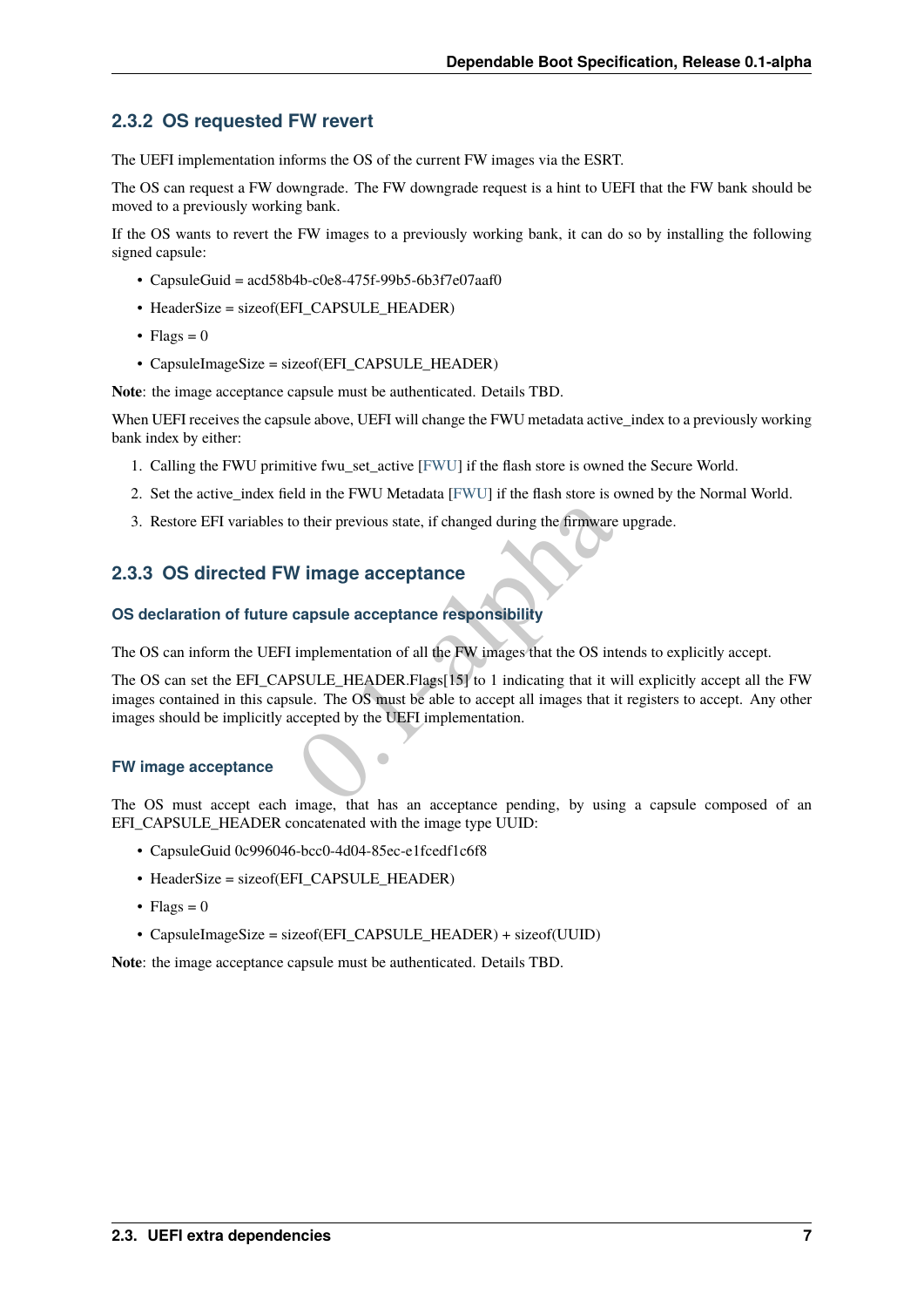### 2.3.2 OS requested FW revert

The UEFI implementation informs the OS of the current FW images via the ESRT.

The OS can request a FW downgrade. The FW downgrade request is a hint to UEFI that the FW bank should be moved to a previously working bank.

If the OS wants to revert the FW images to a previously working bank, it can do so by installing the following signed capsule:

- CapsuleGuid = acd58b4b-c0e8-475f-99b5-6b3f7e07aaf0
- HeaderSize = sizeof(EFI_CAPSULE_HEADER)
- Flags = 0
- CapsuleImageSize = sizeof(EFI_CAPSULE_HEADER)

**Note**: the image acceptance capsule must be authenticated. Details TBD.

When UEFI receives the capsule above, UEFI will change the FWU metadata active_index to a previously working bank index by either:

1. Calling the FWU primitive fwu_set_active [FWU] if the flash store is owned the Secure World.
2. Set the active_index field in the FWU Metadata [FWU] if the flash store is owned by the Normal World.
3. Restore EFI variables to their previous state, if changed during the firmware upgrade.

### 2.3.3 OS directed FW image acceptance

#### OS declaration of future capsule acceptance responsibility

The OS can inform the UEFI implementation of all the FW images that the OS intends to explicitly accept.

The OS can set the EFI_CAPSULE_HEADER.Flags[15] to 1 indicating that it will explicitly accept all the FW images contained in this capsule. The OS must be able to accept all images that it registers to accept. Any other images should be implicitly accepted by the UEFI implementation.

#### FW image acceptance

The OS must accept each image, that has an acceptance pending, by using a capsule composed of an EFI_CAPSULE_HEADER concatenated with the image type UUID:

- CapsuleGuid 0c996046-bcc0-4d04-85ec-e1fcedf1c6f8
- HeaderSize = sizeof(EFI_CAPSULE_HEADER)
- Flags = 0
- CapsuleImageSize = sizeof(EFI_CAPSULE_HEADER) + sizeof(UUID)

**Note**: the image acceptance capsule must be authenticated. Details TBD.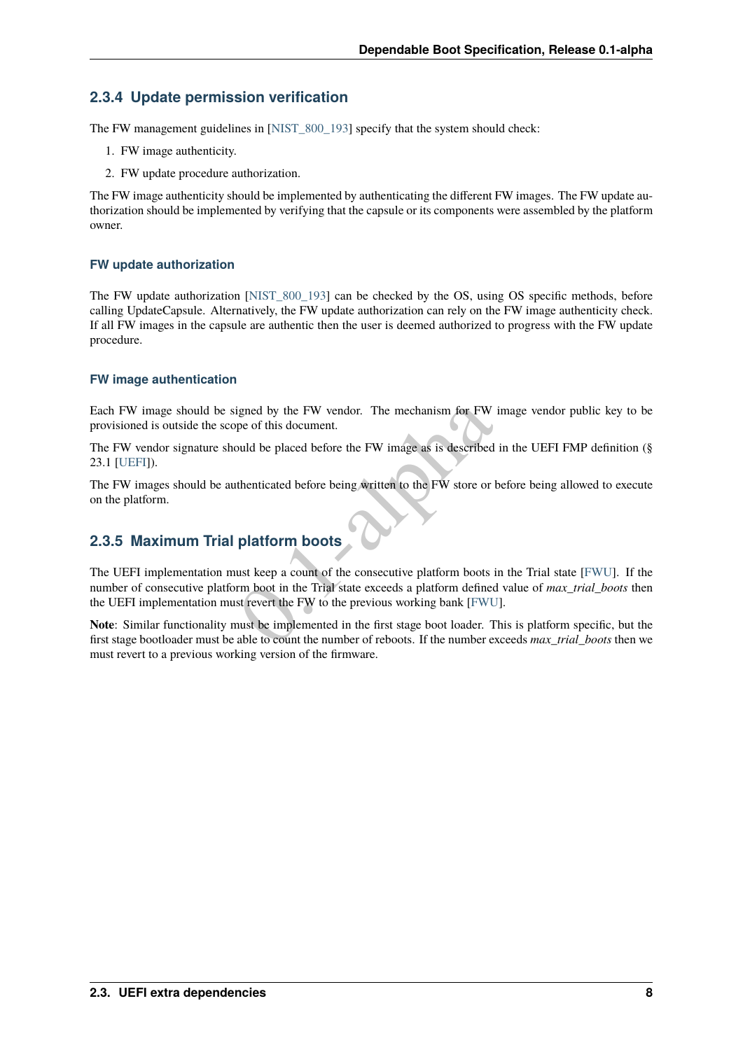### 2.3.4 Update permission verification

The FW management guidelines in [NIST_800_193] specify that the system should check:

1. FW image authenticity.
2. FW update procedure authorization.

The FW image authenticity should be implemented by authenticating the different FW images. The FW update authorization should be implemented by verifying that the capsule or its components were assembled by the platform owner.

#### FW update authorization

The FW update authorization [NIST_800_193] can be checked by the OS, using OS specific methods, before calling UpdateCapsule. Alternatively, the FW update authorization can rely on the FW image authenticity check. If all FW images in the capsule are authentic then the user is deemed authorized to progress with the FW update procedure.

#### FW image authentication

Each FW image should be signed by the FW vendor. The mechanism for FW image vendor public key to be provisioned is outside the scope of this document.

The FW vendor signature should be placed before the FW image as is described in the UEFI FMP definition (§ 23.1 [UEFI]).

The FW images should be authenticated before being written to the FW store or before being allowed to execute on the platform.

### 2.3.5 Maximum Trial platform boots

The UEFI implementation must keep a count of the consecutive platform boots in the Trial state [FWU]. If the number of consecutive platform boot in the Trial state exceeds a platform defined value of *max_trial_boots* then the UEFI implementation must revert the FW to the previous working bank [FWU].

**Note**: Similar functionality must be implemented in the first stage boot loader. This is platform specific, but the first stage bootloader must be able to count the number of reboots. If the number exceeds *max_trial_boots* then we must revert to a previous working version of the firmware.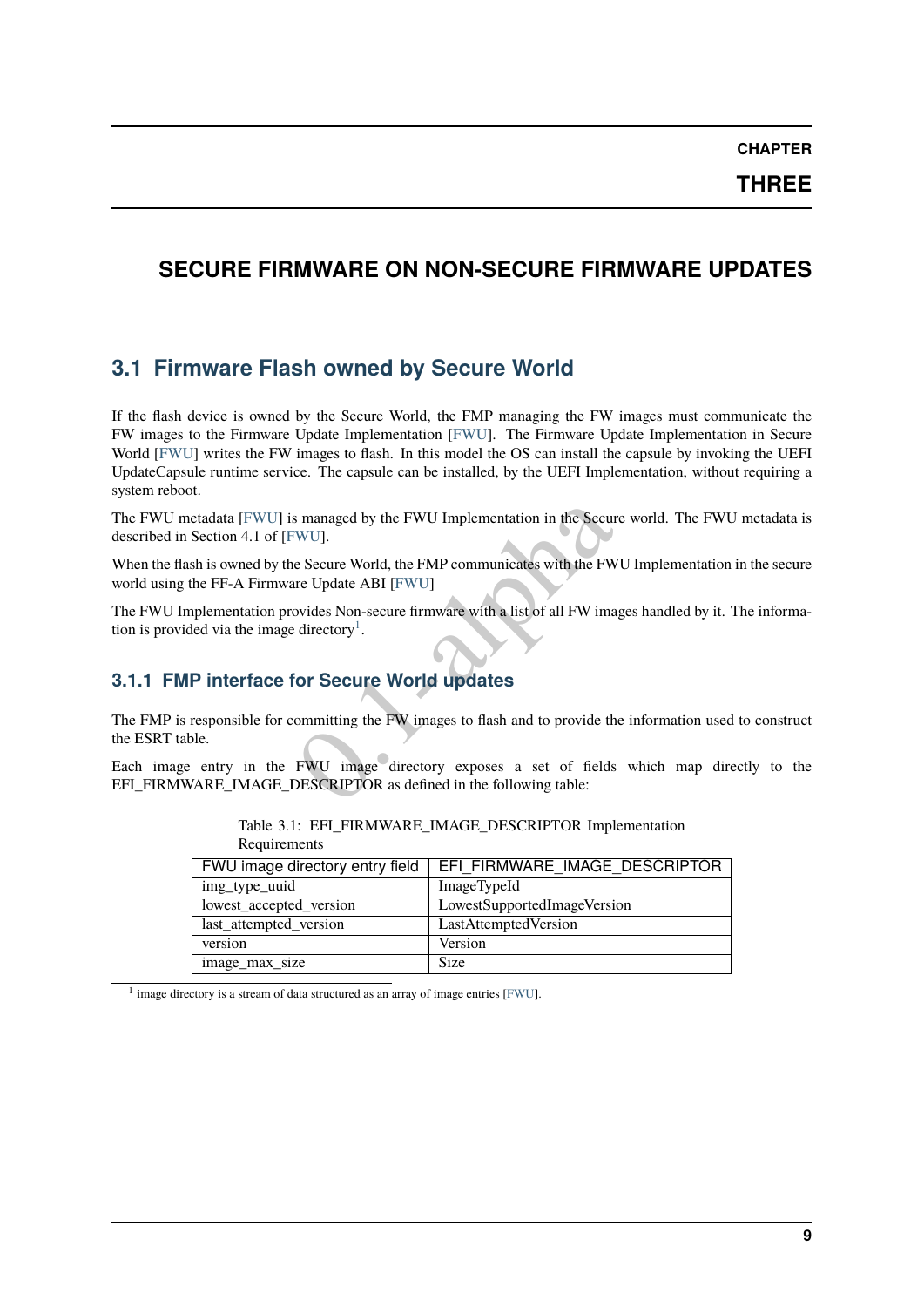# CHAPTER THREE

# SECURE FIRMWARE ON NON-SECURE FIRMWARE UPDATES

## 3.1 Firmware Flash owned by Secure World

If the flash device is owned by the Secure World, the FMP managing the FW images must communicate the FW images to the Firmware Update Implementation [FWU]. The Firmware Update Implementation in Secure World [FWU] writes the FW images to flash. In this model the OS can install the capsule by invoking the UEFI UpdateCapsule runtime service. The capsule can be installed, by the UEFI Implementation, without requiring a system reboot.

The FWU metadata [FWU] is managed by the FWU Implementation in the Secure world. The FWU metadata is described in Section 4.1 of [FWU].

When the flash is owned by the Secure World, the FMP communicates with the FWU Implementation in the secure world using the FF-A Firmware Update ABI [FWU]

The FWU Implementation provides Non-secure firmware with a list of all FW images handled by it. The information is provided via the image directory[1].

### 3.1.1 FMP interface for Secure World updates

The FMP is responsible for committing the FW images to flash and to provide the information used to construct the ESRT table.

Each image entry in the FWU image directory exposes a set of fields which map directly to the EFI_FIRMWARE_IMAGE_DESCRIPTOR as defined in the following table:

Table 3.1: EFI_FIRMWARE_IMAGE_DESCRIPTOR Implementation Requirements

| FWU image directory entry field | EFI_FIRMWARE_IMAGE_DESCRIPTOR |
|---|---|
| img_type_uuid | ImageTypeId |
| lowest_accepted_version | LowestSupportedImageVersion |
| last_attempted_version | LastAttemptedVersion |
| version | Version |
| image_max_size | Size |

[1] image directory is a stream of data structured as an array of image entries [FWU].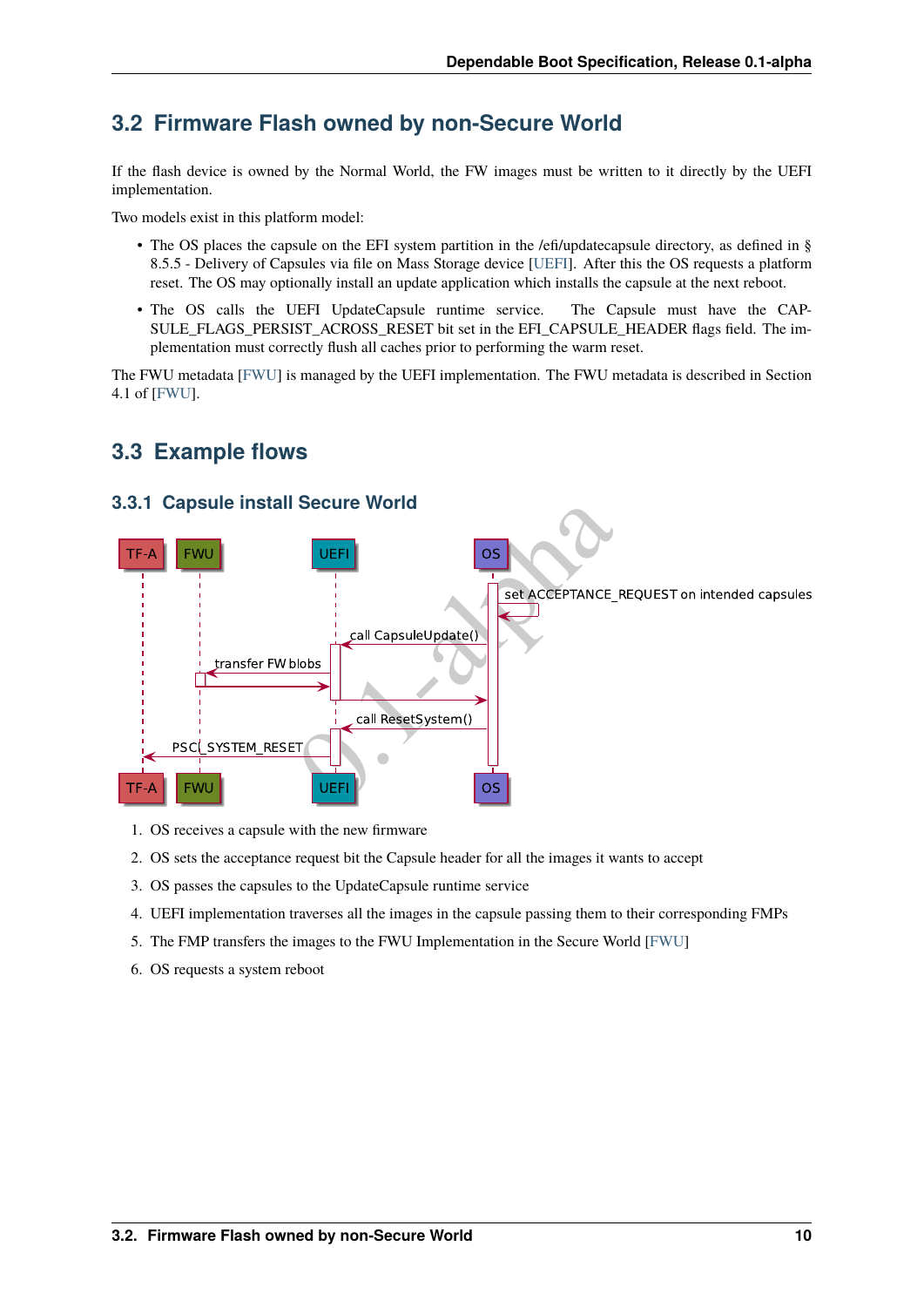## 3.2 Firmware Flash owned by non-Secure World

If the flash device is owned by the Normal World, the FW images must be written to it directly by the UEFI implementation.

Two models exist in this platform model:

- The OS places the capsule on the EFI system partition in the /efi/updatecapsule directory, as defined in § 8.5.5 - Delivery of Capsules via file on Mass Storage device [UEFI]. After this the OS requests a platform reset. The OS may optionally install an update application which installs the capsule at the next reboot.
- The OS calls the UEFI UpdateCapsule runtime service. The Capsule must have the CAPSULE_FLAGS_PERSIST_ACROSS_RESET bit set in the EFI_CAPSULE_HEADER flags field. The implementation must correctly flush all caches prior to performing the warm reset.

The FWU metadata [FWU] is managed by the UEFI implementation. The FWU metadata is described in Section 4.1 of [FWU].

## 3.3 Example flows

### 3.3.1 Capsule install Secure World

1. OS receives a capsule with the new firmware
2. OS sets the acceptance request bit the Capsule header for all the images it wants to accept
3. OS passes the capsules to the UpdateCapsule runtime service
4. UEFI implementation traverses all the images in the capsule passing them to their corresponding FMPs
5. The FMP transfers the images to the FWU Implementation in the Secure World [FWU]
6. OS requests a system reboot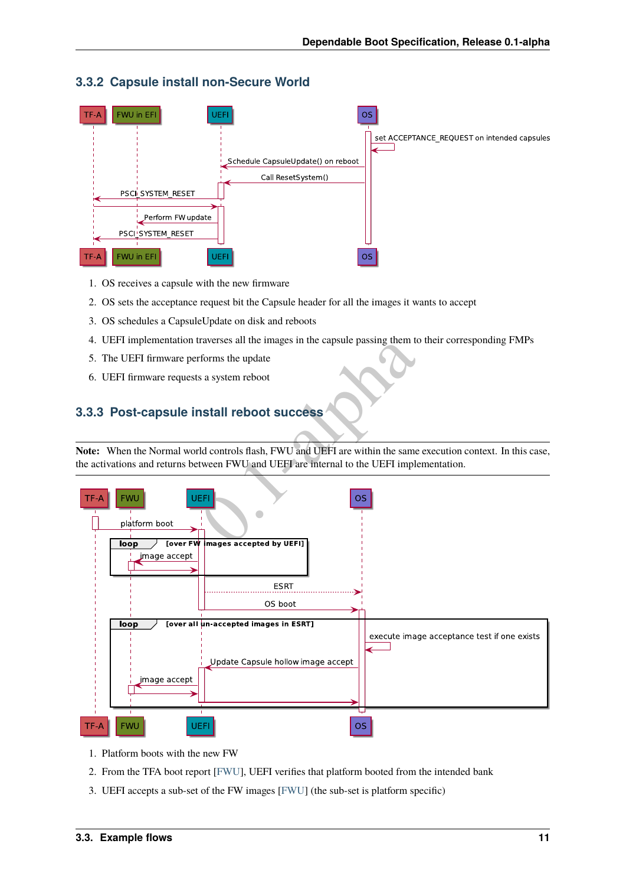### 3.3.2 Capsule install non-Secure World

1. OS receives a capsule with the new firmware
2. OS sets the acceptance request bit the Capsule header for all the images it wants to accept
3. OS schedules a CapsuleUpdate on disk and reboots
4. UEFI implementation traverses all the images in the capsule passing them to their corresponding FMPs
5. The UEFI firmware performs the update
6. UEFI firmware requests a system reboot

### 3.3.3 Post-capsule install reboot success

**Note:** When the Normal world controls flash, FWU and UEFI are within the same execution context. In this case, the activations and returns between FWU and UEFI are internal to the UEFI implementation.

1. Platform boots with the new FW
2. From the TFA boot report [FWU], UEFI verifies that platform booted from the intended bank
3. UEFI accepts a sub-set of the FW images [FWU] (the sub-set is platform specific)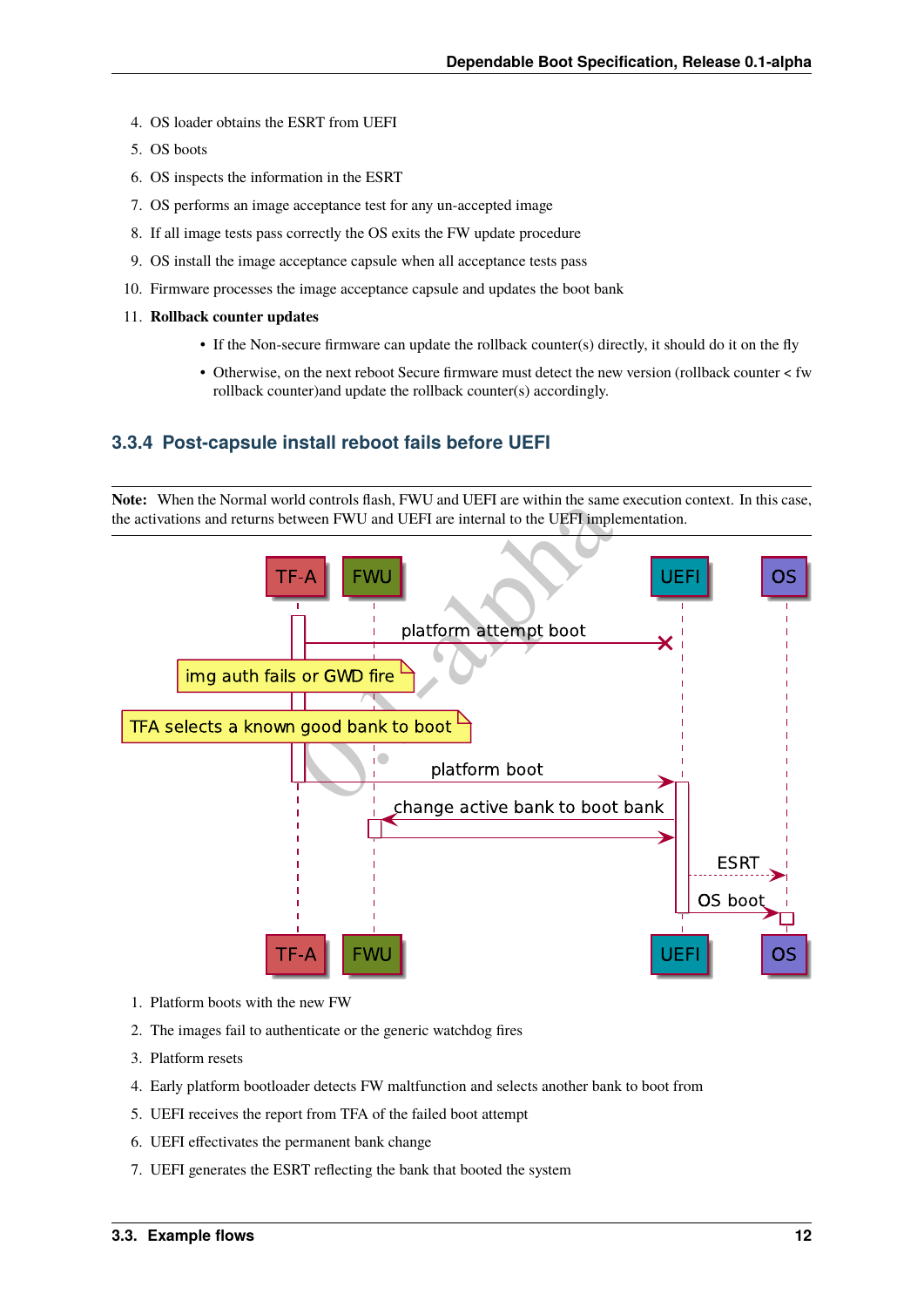4. OS loader obtains the ESRT from UEFI
5. OS boots
6. OS inspects the information in the ESRT
7. OS performs an image acceptance test for any un-accepted image
8. If all image tests pass correctly the OS exits the FW update procedure
9. OS install the image acceptance capsule when all acceptance tests pass
10. Firmware processes the image acceptance capsule and updates the boot bank
11. **Rollback counter updates**
    - If the Non-secure firmware can update the rollback counter(s) directly, it should do it on the fly
    - Otherwise, on the next reboot Secure firmware must detect the new version (rollback counter < fw rollback counter)and update the rollback counter(s) accordingly.

### 3.3.4 Post-capsule install reboot fails before UEFI

**Note:** When the Normal world controls flash, FWU and UEFI are within the same execution context. In this case, the activations and returns between FWU and UEFI are internal to the UEFI implementation.

1. Platform boots with the new FW
2. The images fail to authenticate or the generic watchdog fires
3. Platform resets
4. Early platform bootloader detects FW maltfunction and selects another bank to boot from
5. UEFI receives the report from TFA of the failed boot attempt
6. UEFI effectivates the permanent bank change
7. UEFI generates the ESRT reflecting the bank that booted the system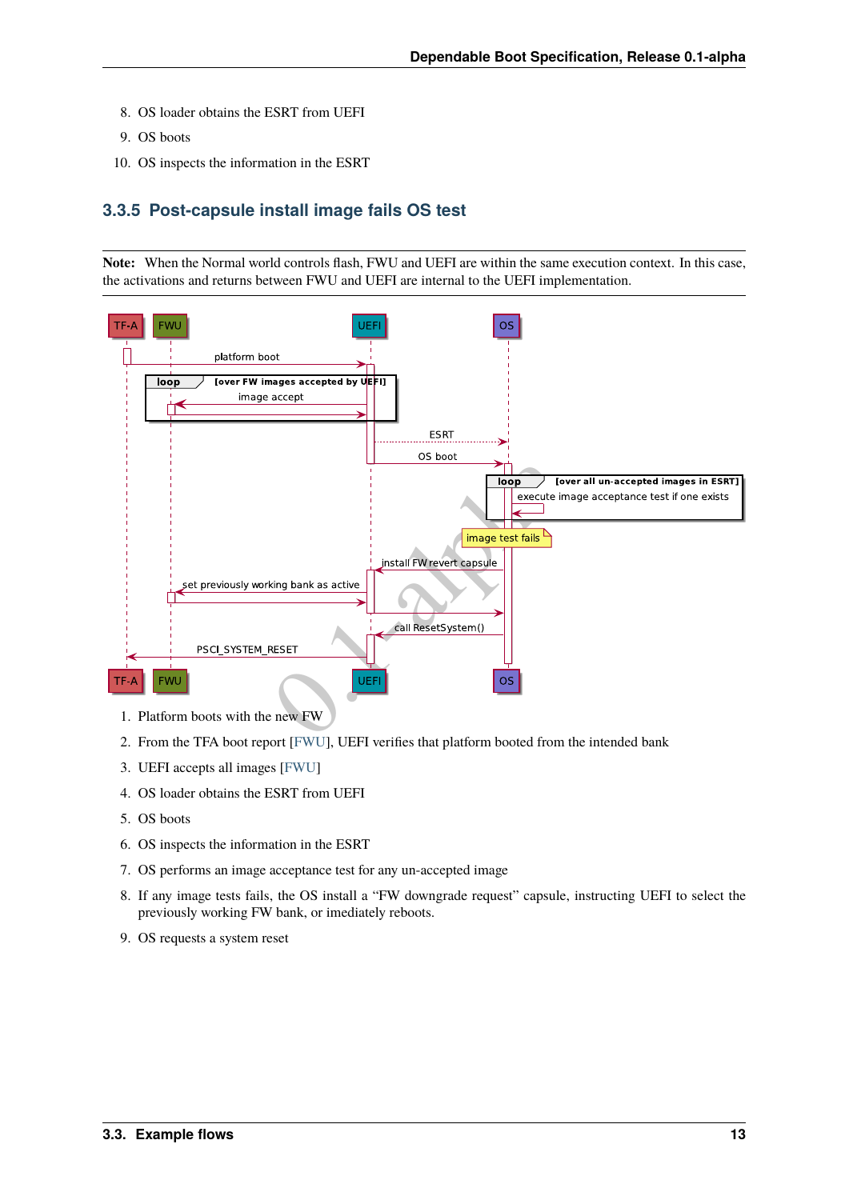8. OS loader obtains the ESRT from UEFI
9. OS boots
10. OS inspects the information in the ESRT

### 3.3.5 Post-capsule install image fails OS test

**Note:** When the Normal world controls flash, FWU and UEFI are within the same execution context. In this case, the activations and returns between FWU and UEFI are internal to the UEFI implementation.

1. Platform boots with the new FW
2. From the TFA boot report [FWU], UEFI verifies that platform booted from the intended bank
3. UEFI accepts all images [FWU]
4. OS loader obtains the ESRT from UEFI
5. OS boots
6. OS inspects the information in the ESRT
7. OS performs an image acceptance test for any un-accepted image
8. If any image tests fails, the OS install a "FW downgrade request" capsule, instructing UEFI to select the previously working FW bank, or imediately reboots.
9. OS requests a system reset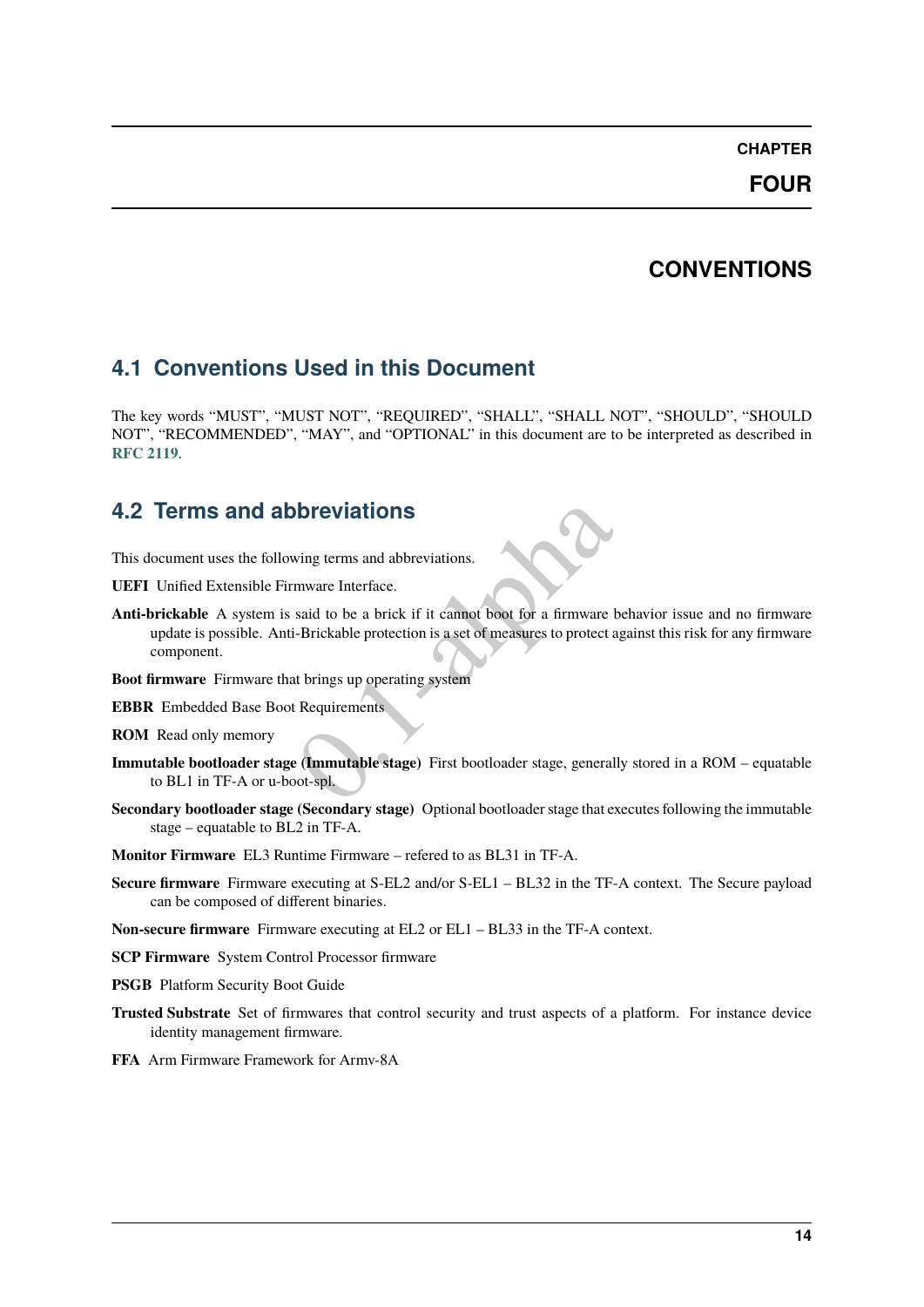CHAPTER

FOUR

# CONVENTIONS

## 4.1 Conventions Used in this Document

The key words "MUST", "MUST NOT", "REQUIRED", "SHALL", "SHALL NOT", "SHOULD", "SHOULD NOT", "RECOMMENDED", "MAY", and "OPTIONAL" in this document are to be interpreted as described in **RFC 2119**.

## 4.2 Terms and abbreviations

This document uses the following terms and abbreviations.

**UEFI** Unified Extensible Firmware Interface.

**Anti-brickable** A system is said to be a brick if it cannot boot for a firmware behavior issue and no firmware update is possible. Anti-Brickable protection is a set of measures to protect against this risk for any firmware component.

**Boot firmware** Firmware that brings up operating system

**EBBR** Embedded Base Boot Requirements

**ROM** Read only memory

**Immutable bootloader stage (Immutable stage)** First bootloader stage, generally stored in a ROM – equatable to BL1 in TF-A or u-boot-spl.

**Secondary bootloader stage (Secondary stage)** Optional bootloader stage that executes following the immutable stage – equatable to BL2 in TF-A.

**Monitor Firmware** EL3 Runtime Firmware – refered to as BL31 in TF-A.

**Secure firmware** Firmware executing at S-EL2 and/or S-EL1 – BL32 in the TF-A context. The Secure payload can be composed of different binaries.

**Non-secure firmware** Firmware executing at EL2 or EL1 – BL33 in the TF-A context.

**SCP Firmware** System Control Processor firmware

**PSGB** Platform Security Boot Guide

**Trusted Substrate** Set of firmwares that control security and trust aspects of a platform. For instance device identity management firmware.

**FFA** Arm Firmware Framework for Armv-8A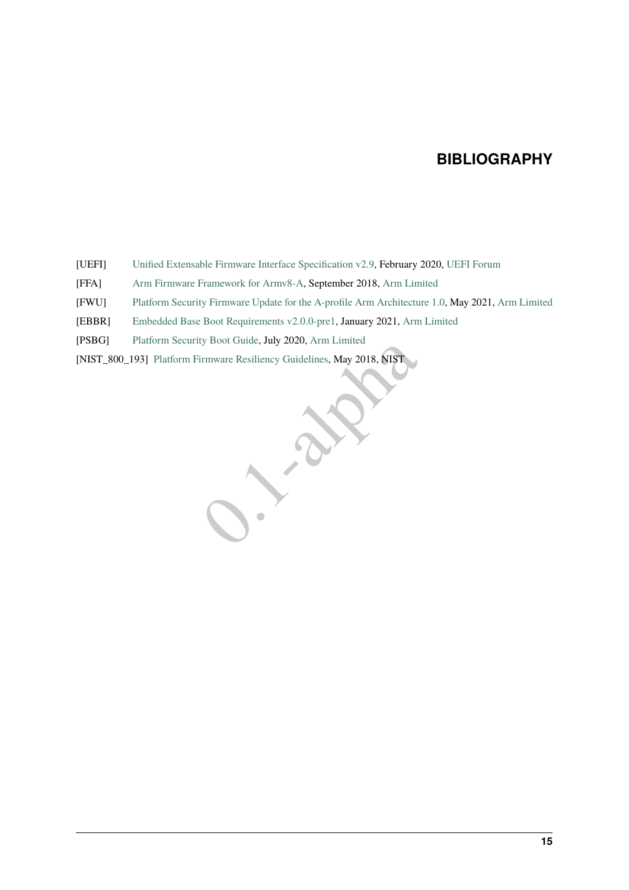# BIBLIOGRAPHY

[UEFI] Unified Extensable Firmware Interface Specification v2.9, February 2020, UEFI Forum

[FFA] Arm Firmware Framework for Armv8-A, September 2018, Arm Limited

[FWU] Platform Security Firmware Update for the A-profile Arm Architecture 1.0, May 2021, Arm Limited

[EBBR] Embedded Base Boot Requirements v2.0.0-pre1, January 2021, Arm Limited

[PSBG] Platform Security Boot Guide, July 2020, Arm Limited

[NIST_800_193] Platform Firmware Resiliency Guidelines, May 2018, NIST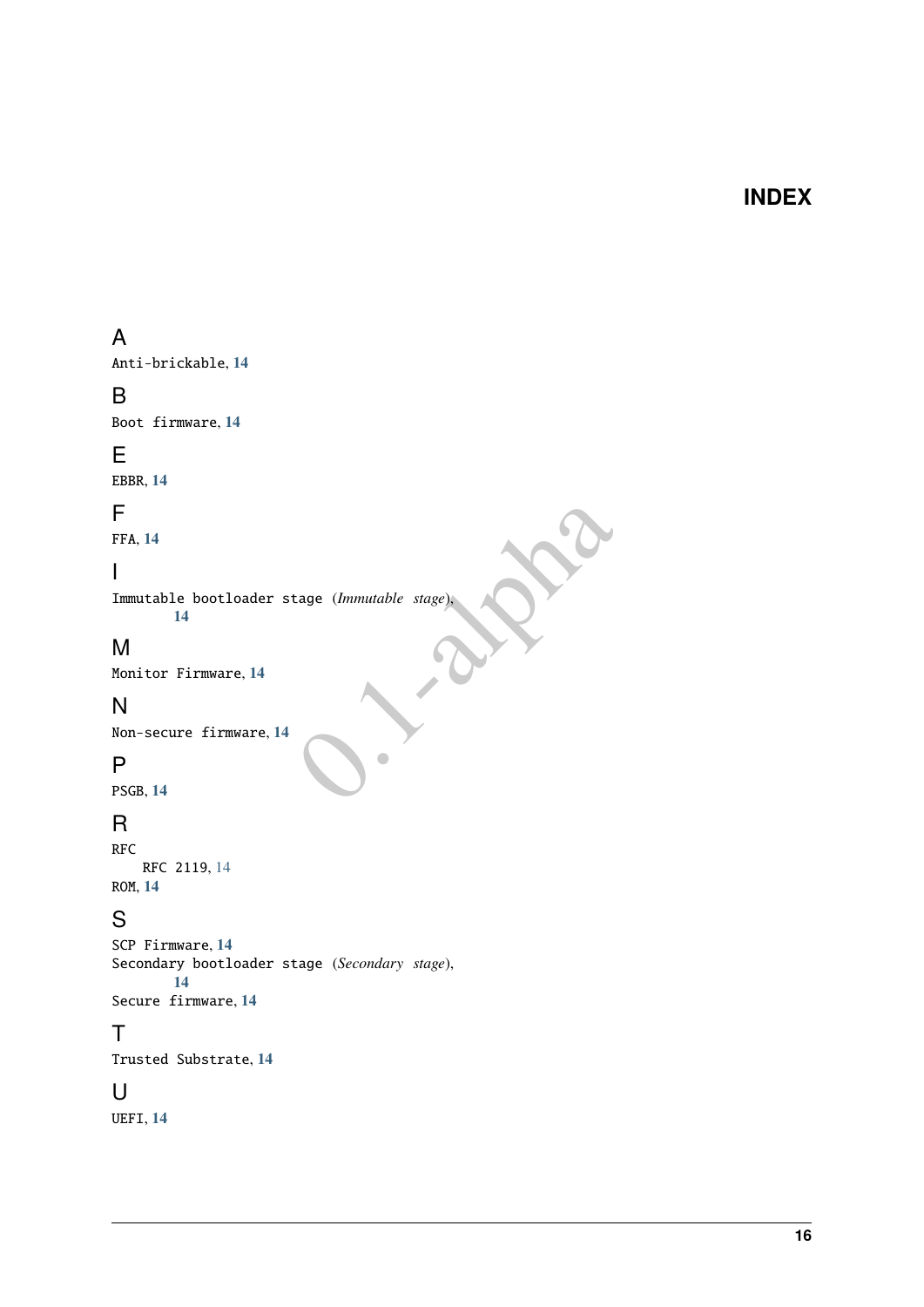# INDEX

## A

Anti-brickable, **14**

## B

Boot firmware, **14**

## E

EBBR, **14**

## F

FFA, **14**

## I

Immutable bootloader stage (*Immutable stage*), **14**

## M

Monitor Firmware, **14**

## N

Non-secure firmware, **14**

## P

PSGB, **14**

## R

RFC
- RFC 2119, 14

ROM, **14**

## S

SCP Firmware, **14**

Secondary bootloader stage (*Secondary stage*), **14**

Secure firmware, **14**

## T

Trusted Substrate, **14**

## U

UEFI, **14**